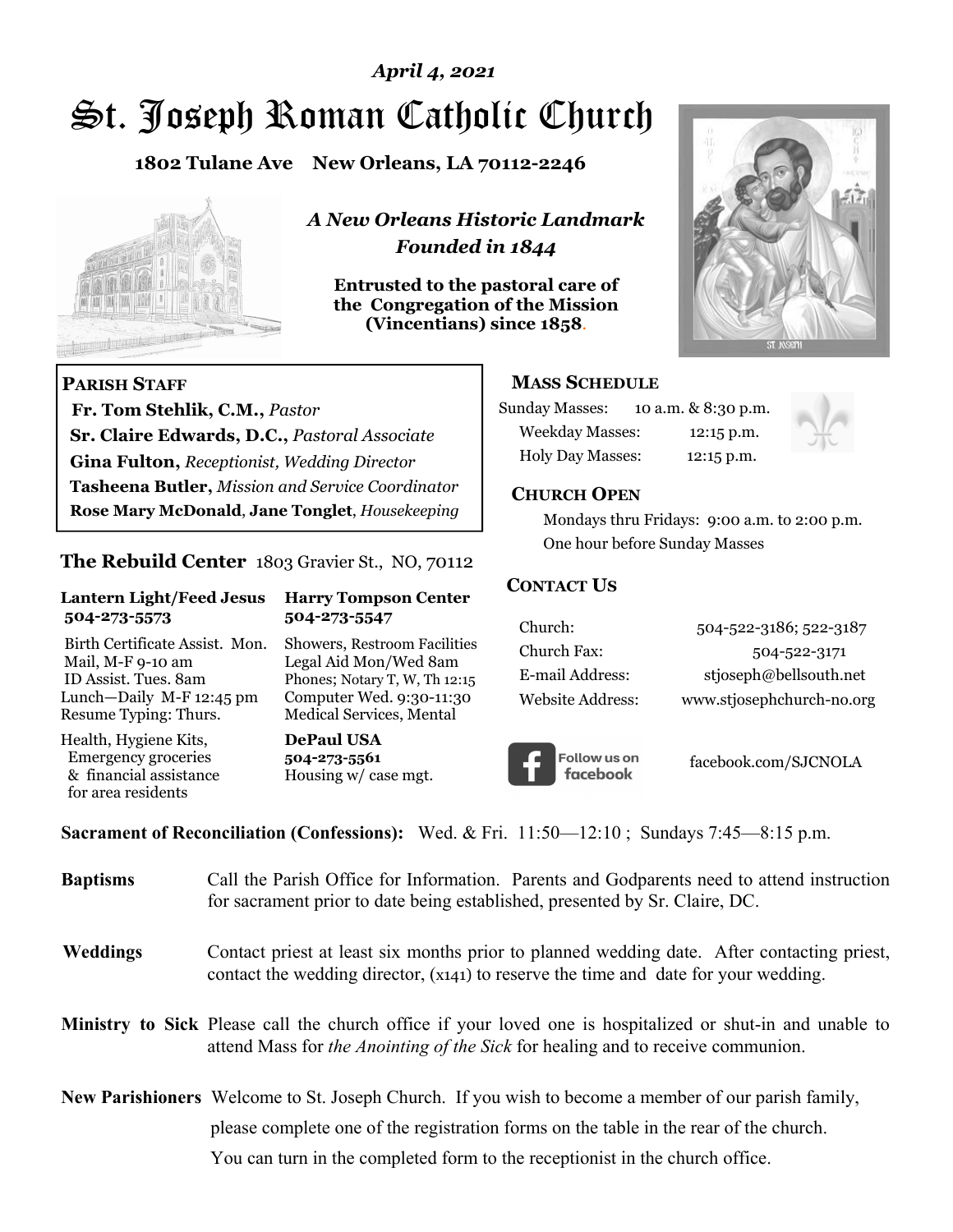*April 4, 2021*

# St. Joseph Roman Catholic Church

**1802 Tulane Ave New Orleans, LA 70112-2246**

***A New Orleans Historic Landmark***
***Founded in 1844***

**Entrusted to the pastoral care of the Congregation of the Mission (Vincentians) since 1858.**

**PARISH STAFF**

**Fr. Tom Stehlik, C.M.,** *Pastor*
**Sr. Claire Edwards, D.C.,** *Pastoral Associate*
**Gina Fulton,** *Receptionist, Wedding Director*
**Tasheena Butler,** *Mission and Service Coordinator*
**Rose Mary McDonald**, **Jane Tonglet**, *Housekeeping*

**The Rebuild Center** 1803 Gravier St., NO, 70112

| **Lantern Light/Feed Jesus 504-273-5573** | **Harry Tompson Center 504-273-5547** |
|---|---|
| Birth Certificate Assist. Mon. Mail, M-F 9-10 am ID Assist. Tues. 8am Lunch—Daily M-F 12:45 pm Resume Typing: Thurs. | Showers, Restroom Facilities Legal Aid Mon/Wed 8am Phones; Notary T, W, Th 12:15 Computer Wed. 9:30-11:30 Medical Services, Mental |
| Health, Hygiene Kits, Emergency groceries & financial assistance for area residents | **DePaul USA 504-273-5561** Housing w/ case mgt. |

**MASS SCHEDULE**

Sunday Masses: 10 a.m. & 8:30 p.m.
Weekday Masses: 12:15 p.m.
Holy Day Masses: 12:15 p.m.

**CHURCH OPEN**

Mondays thru Fridays: 9:00 a.m. to 2:00 p.m.
One hour before Sunday Masses

**CONTACT US**

| | |
|---|---|
| Church: | 504-522-3186; 522-3187 |
| Church Fax: | 504-522-3171 |
| E-mail Address: | stjoseph@bellsouth.net |
| Website Address: | www.stjosephchurch-no.org |

Follow us on facebook — facebook.com/SJCNOLA

**Sacrament of Reconciliation (Confessions):** Wed. & Fri. 11:50—12:10 ; Sundays 7:45—8:15 p.m.

**Baptisms** Call the Parish Office for Information. Parents and Godparents need to attend instruction for sacrament prior to date being established, presented by Sr. Claire, DC.

**Weddings** Contact priest at least six months prior to planned wedding date. After contacting priest, contact the wedding director, (x141) to reserve the time and date for your wedding.

**Ministry to Sick** Please call the church office if your loved one is hospitalized or shut-in and unable to attend Mass for *the Anointing of the Sick* for healing and to receive communion.

**New Parishioners** Welcome to St. Joseph Church. If you wish to become a member of our parish family, please complete one of the registration forms on the table in the rear of the church. You can turn in the completed form to the receptionist in the church office.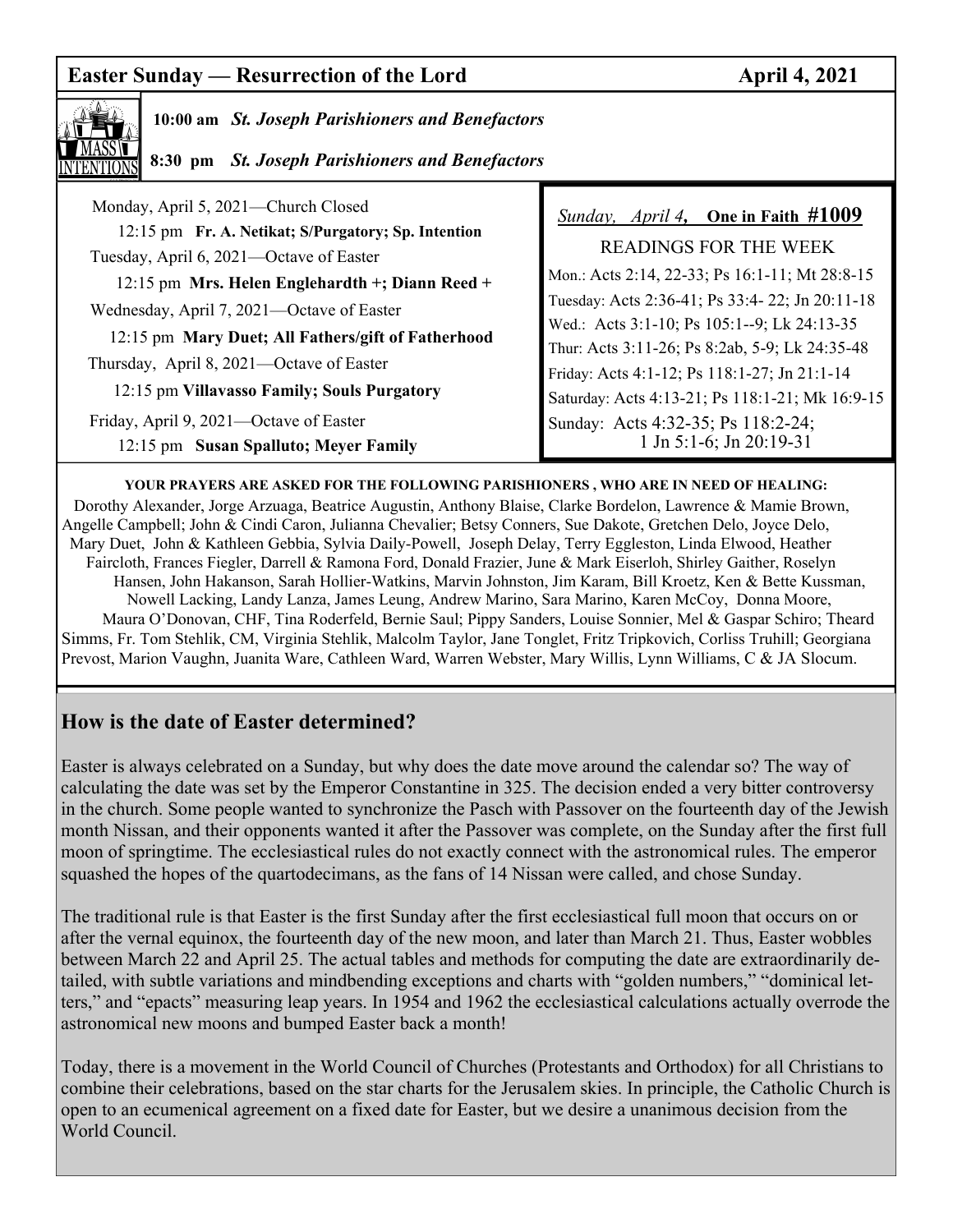## Easter Sunday — Resurrection of the Lord — April 4, 2021

**10:00 am** ***St. Joseph Parishioners and Benefactors***

**8:30 pm** ***St. Joseph Parishioners and Benefactors***

Monday, April 5, 2021—Church Closed

12:15 pm **Fr. A. Netikat; S/Purgatory; Sp. Intention**

Tuesday, April 6, 2021—Octave of Easter

12:15 pm **Mrs. Helen Englehardth +; Diann Reed +**

Wednesday, April 7, 2021—Octave of Easter

12:15 pm **Mary Duet; All Fathers/gift of Fatherhood**

Thursday, April 8, 2021—Octave of Easter

12:15 pm **Villavasso Family; Souls Purgatory**

Friday, April 9, 2021—Octave of Easter

12:15 pm **Susan Spalluto; Meyer Family**

*Sunday, April 4,* **One in Faith #1009**

READINGS FOR THE WEEK

Mon.: Acts 2:14, 22-33; Ps 16:1-11; Mt 28:8-15
Tuesday: Acts 2:36-41; Ps 33:4- 22; Jn 20:11-18
Wed.: Acts 3:1-10; Ps 105:1--9; Lk 24:13-35
Thur: Acts 3:11-26; Ps 8:2ab, 5-9; Lk 24:35-48
Friday: Acts 4:1-12; Ps 118:1-27; Jn 21:1-14
Saturday: Acts 4:13-21; Ps 118:1-21; Mk 16:9-15
Sunday: Acts 4:32-35; Ps 118:2-24; 1 Jn 5:1-6; Jn 20:19-31

**YOUR PRAYERS ARE ASKED FOR THE FOLLOWING PARISHIONERS , WHO ARE IN NEED OF HEALING:**

Dorothy Alexander, Jorge Arzuaga, Beatrice Augustin, Anthony Blaise, Clarke Bordelon, Lawrence & Mamie Brown, Angelle Campbell; John & Cindi Caron, Julianna Chevalier; Betsy Conners, Sue Dakote, Gretchen Delo, Joyce Delo, Mary Duet, John & Kathleen Gebbia, Sylvia Daily-Powell, Joseph Delay, Terry Eggleston, Linda Elwood, Heather Faircloth, Frances Fiegler, Darrell & Ramona Ford, Donald Frazier, June & Mark Eiserloh, Shirley Gaither, Roselyn Hansen, John Hakanson, Sarah Hollier-Watkins, Marvin Johnston, Jim Karam, Bill Kroetz, Ken & Bette Kussman, Nowell Lacking, Landy Lanza, James Leung, Andrew Marino, Sara Marino, Karen McCoy, Donna Moore, Maura O'Donovan, CHF, Tina Roderfeld, Bernie Saul; Pippy Sanders, Louise Sonnier, Mel & Gaspar Schiro; Theard Simms, Fr. Tom Stehlik, CM, Virginia Stehlik, Malcolm Taylor, Jane Tonglet, Fritz Tripkovich, Corliss Truhill; Georgiana Prevost, Marion Vaughn, Juanita Ware, Cathleen Ward, Warren Webster, Mary Willis, Lynn Williams, C & JA Slocum.

## How is the date of Easter determined?

Easter is always celebrated on a Sunday, but why does the date move around the calendar so? The way of calculating the date was set by the Emperor Constantine in 325. The decision ended a very bitter controversy in the church. Some people wanted to synchronize the Pasch with Passover on the fourteenth day of the Jewish month Nissan, and their opponents wanted it after the Passover was complete, on the Sunday after the first full moon of springtime. The ecclesiastical rules do not exactly connect with the astronomical rules. The emperor squashed the hopes of the quartodecimans, as the fans of 14 Nissan were called, and chose Sunday.

The traditional rule is that Easter is the first Sunday after the first ecclesiastical full moon that occurs on or after the vernal equinox, the fourteenth day of the new moon, and later than March 21. Thus, Easter wobbles between March 22 and April 25. The actual tables and methods for computing the date are extraordinarily detailed, with subtle variations and mindbending exceptions and charts with "golden numbers," "dominical letters," and "epacts" measuring leap years. In 1954 and 1962 the ecclesiastical calculations actually overrode the astronomical new moons and bumped Easter back a month!

Today, there is a movement in the World Council of Churches (Protestants and Orthodox) for all Christians to combine their celebrations, based on the star charts for the Jerusalem skies. In principle, the Catholic Church is open to an ecumenical agreement on a fixed date for Easter, but we desire a unanimous decision from the World Council.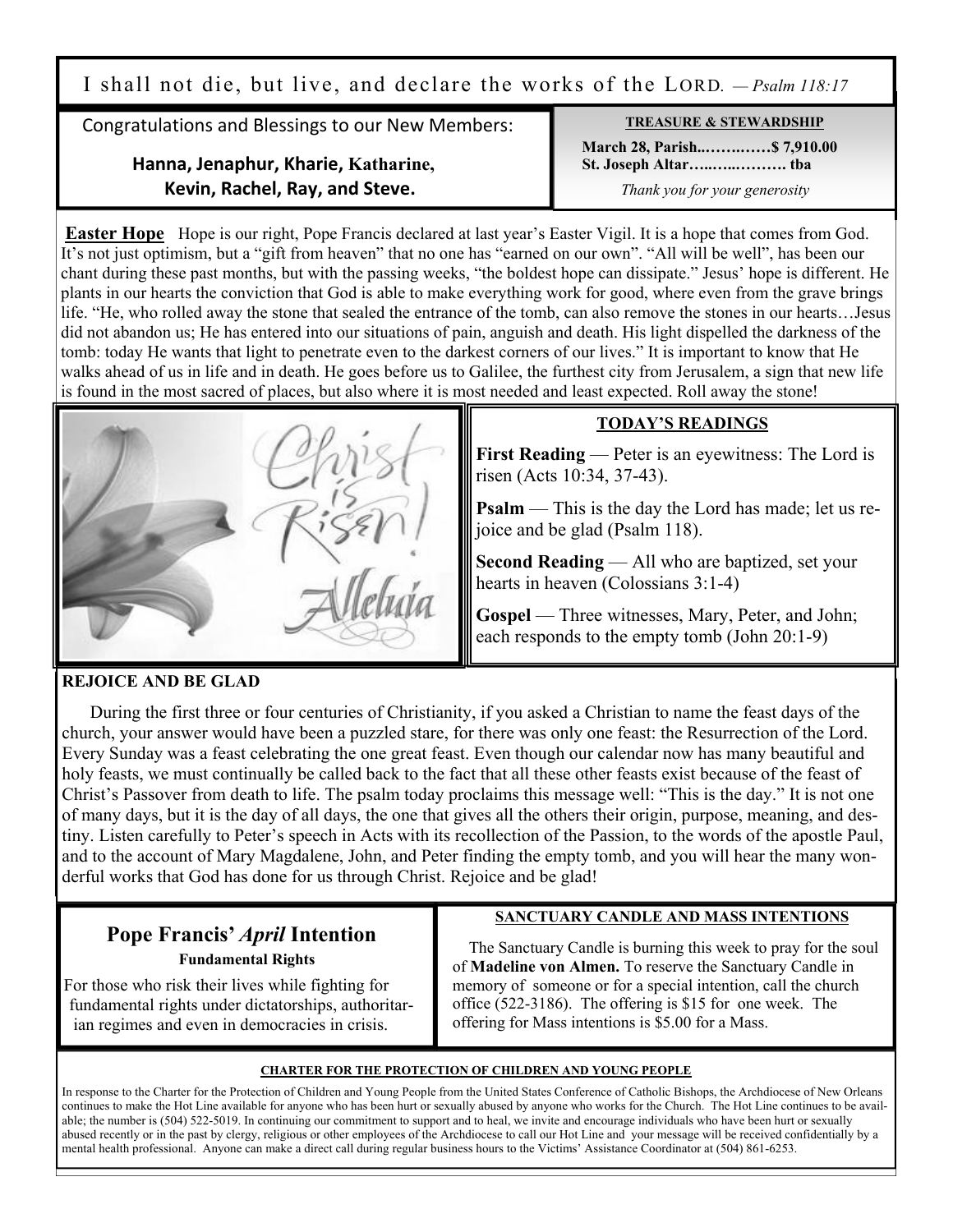I shall not die, but live, and declare the works of the LORD. *— Psalm 118:17*

Congratulations and Blessings to our New Members:

**Hanna, Jenaphur, Kharie, Katharine, Kevin, Rachel, Ray, and Steve.**

**TREASURE & STEWARDSHIP**

**March 28, Parish..…….……$ 7,910.00**
**St. Joseph Altar…..…..………. tba**

*Thank you for your generosity*

**Easter Hope** Hope is our right, Pope Francis declared at last year's Easter Vigil. It is a hope that comes from God. It's not just optimism, but a "gift from heaven" that no one has "earned on our own". "All will be well", has been our chant during these past months, but with the passing weeks, "the boldest hope can dissipate." Jesus' hope is different. He plants in our hearts the conviction that God is able to make everything work for good, where even from the grave brings life. "He, who rolled away the stone that sealed the entrance of the tomb, can also remove the stones in our hearts…Jesus did not abandon us; He has entered into our situations of pain, anguish and death. His light dispelled the darkness of the tomb: today He wants that light to penetrate even to the darkest corners of our lives." It is important to know that He walks ahead of us in life and in death. He goes before us to Galilee, the furthest city from Jerusalem, a sign that new life is found in the most sacred of places, but also where it is most needed and least expected. Roll away the stone!

**TODAY'S READINGS**

**First Reading** — Peter is an eyewitness: The Lord is risen (Acts 10:34, 37-43).

**Psalm** — This is the day the Lord has made; let us rejoice and be glad (Psalm 118).

**Second Reading** — All who are baptized, set your hearts in heaven (Colossians 3:1-4)

**Gospel** — Three witnesses, Mary, Peter, and John; each responds to the empty tomb (John 20:1-9)

**REJOICE AND BE GLAD**

During the first three or four centuries of Christianity, if you asked a Christian to name the feast days of the church, your answer would have been a puzzled stare, for there was only one feast: the Resurrection of the Lord. Every Sunday was a feast celebrating the one great feast. Even though our calendar now has many beautiful and holy feasts, we must continually be called back to the fact that all these other feasts exist because of the feast of Christ's Passover from death to life. The psalm today proclaims this message well: "This is the day." It is not one of many days, but it is the day of all days, the one that gives all the others their origin, purpose, meaning, and destiny. Listen carefully to Peter's speech in Acts with its recollection of the Passion, to the words of the apostle Paul, and to the account of Mary Magdalene, John, and Peter finding the empty tomb, and you will hear the many wonderful works that God has done for us through Christ. Rejoice and be glad!

## Pope Francis' *April* Intention

**Fundamental Rights**

For those who risk their lives while fighting for fundamental rights under dictatorships, authoritarian regimes and even in democracies in crisis.

**SANCTUARY CANDLE AND MASS INTENTIONS**

The Sanctuary Candle is burning this week to pray for the soul of **Madeline von Almen.** To reserve the Sanctuary Candle in memory of someone or for a special intention, call the church office (522-3186). The offering is $15 for one week. The offering for Mass intentions is $5.00 for a Mass.

**CHARTER FOR THE PROTECTION OF CHILDREN AND YOUNG PEOPLE**

In response to the Charter for the Protection of Children and Young People from the United States Conference of Catholic Bishops, the Archdiocese of New Orleans continues to make the Hot Line available for anyone who has been hurt or sexually abused by anyone who works for the Church. The Hot Line continues to be available; the number is (504) 522-5019. In continuing our commitment to support and to heal, we invite and encourage individuals who have been hurt or sexually abused recently or in the past by clergy, religious or other employees of the Archdiocese to call our Hot Line and your message will be received confidentially by a mental health professional. Anyone can make a direct call during regular business hours to the Victims' Assistance Coordinator at (504) 861-6253.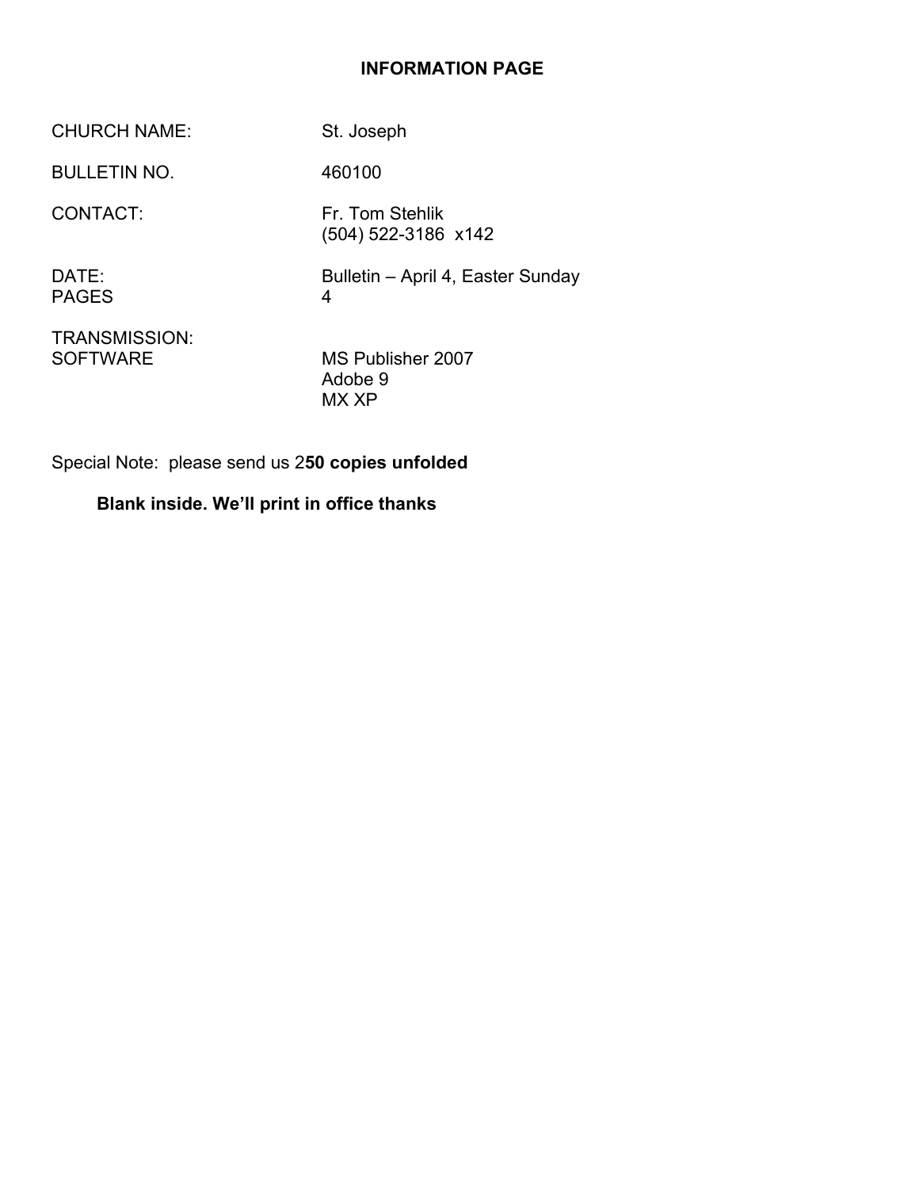# INFORMATION PAGE

| | |
|---|---|
| CHURCH NAME: | St. Joseph |
| BULLETIN NO. | 460100 |
| CONTACT: | Fr. Tom Stehlik<br>(504) 522-3186 x142 |
| DATE:<br>PAGES | Bulletin – April 4, Easter Sunday<br>4 |
| TRANSMISSION:<br>SOFTWARE | <br>MS Publisher 2007<br>Adobe 9<br>MX XP |

Special Note: please send us 2**50 copies unfolded**

**Blank inside. We'll print in office thanks**